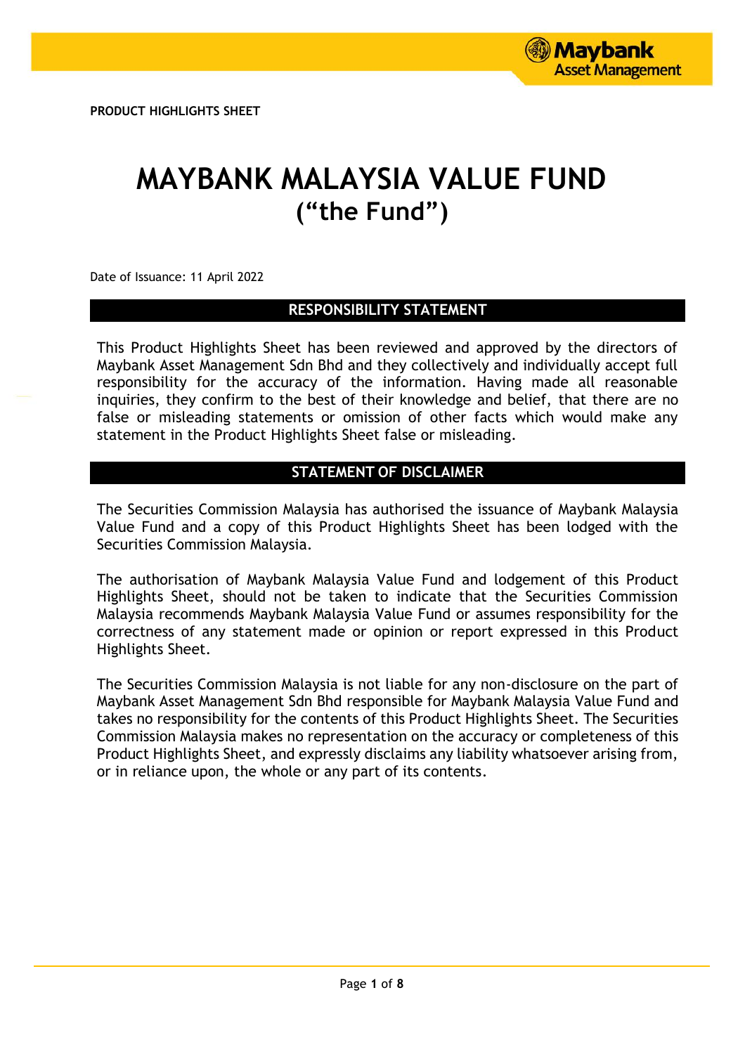PRODUCT HIGHLIGHTS SHEET

# MAYBANK MALAYSIA VALUE FUND
# ("the Fund")

Date of Issuance: 11 April 2022

## RESPONSIBILITY STATEMENT

This Product Highlights Sheet has been reviewed and approved by the directors of Maybank Asset Management Sdn Bhd and they collectively and individually accept full responsibility for the accuracy of the information. Having made all reasonable inquiries, they confirm to the best of their knowledge and belief, that there are no false or misleading statements or omission of other facts which would make any statement in the Product Highlights Sheet false or misleading.

## STATEMENT OF DISCLAIMER

The Securities Commission Malaysia has authorised the issuance of Maybank Malaysia Value Fund and a copy of this Product Highlights Sheet has been lodged with the Securities Commission Malaysia.

The authorisation of Maybank Malaysia Value Fund and lodgement of this Product Highlights Sheet, should not be taken to indicate that the Securities Commission Malaysia recommends Maybank Malaysia Value Fund or assumes responsibility for the correctness of any statement made or opinion or report expressed in this Product Highlights Sheet.

The Securities Commission Malaysia is not liable for any non-disclosure on the part of Maybank Asset Management Sdn Bhd responsible for Maybank Malaysia Value Fund and takes no responsibility for the contents of this Product Highlights Sheet. The Securities Commission Malaysia makes no representation on the accuracy or completeness of this Product Highlights Sheet, and expressly disclaims any liability whatsoever arising from, or in reliance upon, the whole or any part of its contents.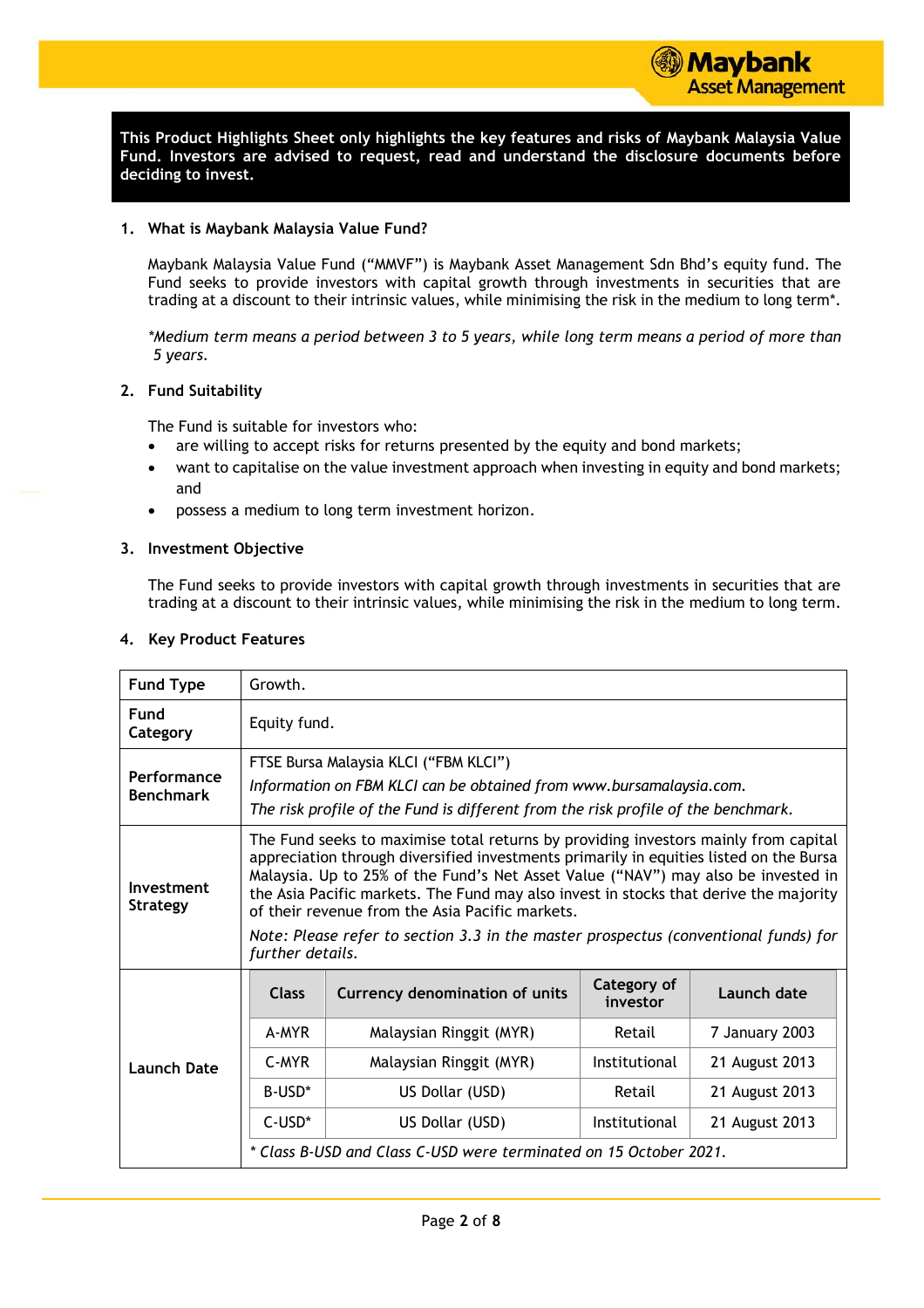**This Product Highlights Sheet only highlights the key features and risks of Maybank Malaysia Value Fund. Investors are advised to request, read and understand the disclosure documents before deciding to invest.**

## 1. What is Maybank Malaysia Value Fund?

Maybank Malaysia Value Fund ("MMVF") is Maybank Asset Management Sdn Bhd's equity fund. The Fund seeks to provide investors with capital growth through investments in securities that are trading at a discount to their intrinsic values, while minimising the risk in the medium to long term*.

*\*Medium term means a period between 3 to 5 years, while long term means a period of more than 5 years.*

## 2. Fund Suitability

The Fund is suitable for investors who:

- are willing to accept risks for returns presented by the equity and bond markets;
- want to capitalise on the value investment approach when investing in equity and bond markets; and
- possess a medium to long term investment horizon.

## 3. Investment Objective

The Fund seeks to provide investors with capital growth through investments in securities that are trading at a discount to their intrinsic values, while minimising the risk in the medium to long term.

## 4. Key Product Features

| | |
|---|---|
| **Fund Type** | Growth. |
| **Fund Category** | Equity fund. |
| **Performance Benchmark** | FTSE Bursa Malaysia KLCI ("FBM KLCI")<br>*Information on FBM KLCI can be obtained from www.bursamalaysia.com.*<br>*The risk profile of the Fund is different from the risk profile of the benchmark.* |
| **Investment Strategy** | The Fund seeks to maximise total returns by providing investors mainly from capital appreciation through diversified investments primarily in equities listed on the Bursa Malaysia. Up to 25% of the Fund's Net Asset Value ("NAV") may also be invested in the Asia Pacific markets. The Fund may also invest in stocks that derive the majority of their revenue from the Asia Pacific markets.<br>*Note: Please refer to section 3.3 in the master prospectus (conventional funds) for further details.* |

**Launch Date**

| Class | Currency denomination of units | Category of investor | Launch date |
|---|---|---|---|
| A-MYR | Malaysian Ringgit (MYR) | Retail | 7 January 2003 |
| C-MYR | Malaysian Ringgit (MYR) | Institutional | 21 August 2013 |
| B-USD* | US Dollar (USD) | Retail | 21 August 2013 |
| C-USD* | US Dollar (USD) | Institutional | 21 August 2013 |

*\* Class B-USD and Class C-USD were terminated on 15 October 2021.*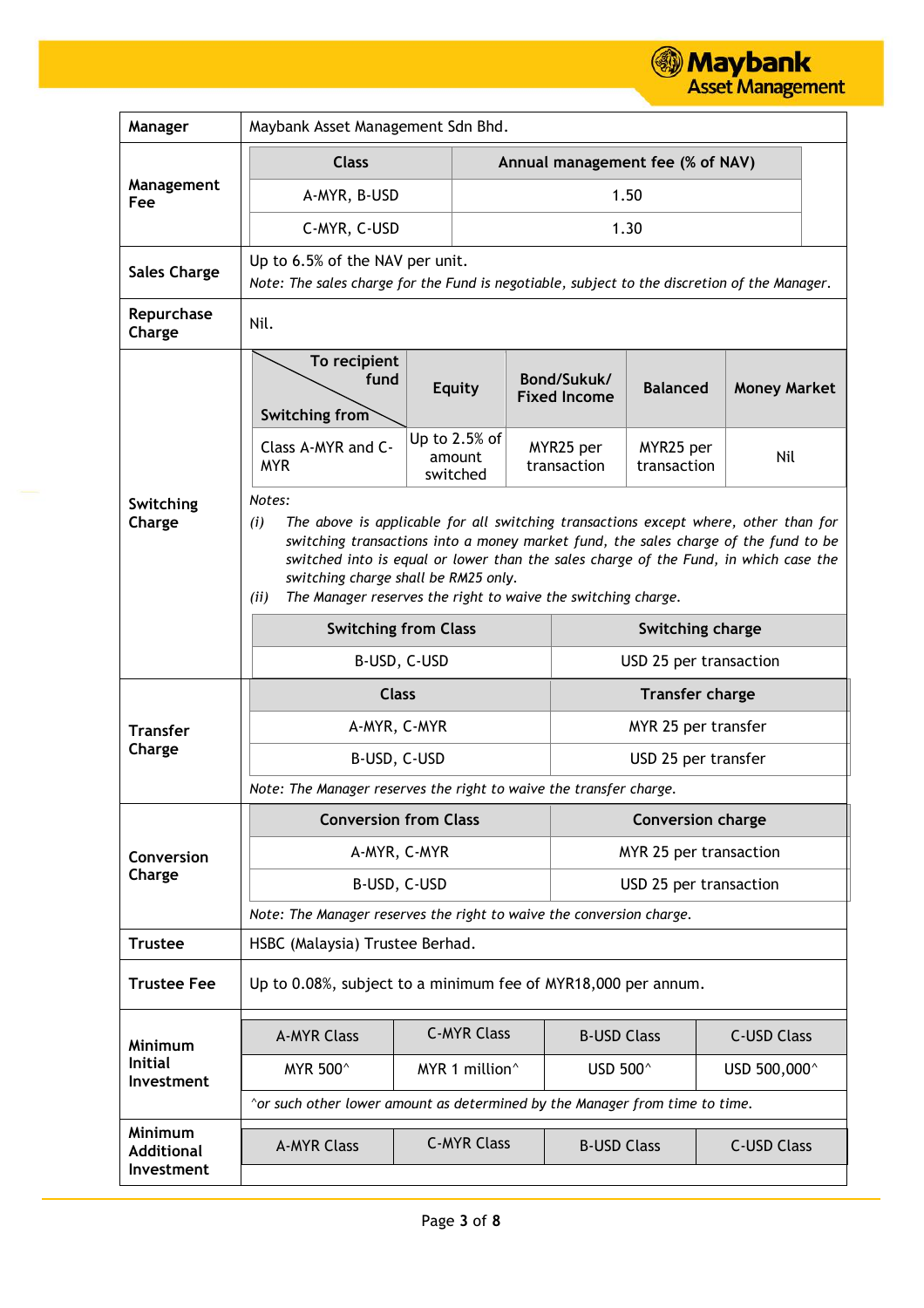| | |
|---|---|
| **Manager** | Maybank Asset Management Sdn Bhd. |
| **Management Fee** | **Class** / **Annual management fee (% of NAV)**<br>A-MYR, B-USD: 1.50<br>C-MYR, C-USD: 1.30 |
| **Sales Charge** | Up to 6.5% of the NAV per unit.<br>*Note: The sales charge for the Fund is negotiable, subject to the discretion of the Manager.* |
| **Repurchase Charge** | Nil. |
| **Switching Charge** | See switching charge tables and notes below. |
| **Transfer Charge** | See transfer charge table below. |
| **Conversion Charge** | See conversion charge table below. |
| **Trustee** | HSBC (Malaysia) Trustee Berhad. |
| **Trustee Fee** | Up to 0.08%, subject to a minimum fee of MYR18,000 per annum. |
| **Minimum Initial Investment** | See minimum initial investment table below. |
| **Minimum Additional Investment** | See minimum additional investment table below. |

**Management Fee**

| Class | Annual management fee (% of NAV) |
|---|---|
| A-MYR, B-USD | 1.50 |
| C-MYR, C-USD | 1.30 |

**Switching Charge**

| Switching from \ To recipient fund | Equity | Bond/Sukuk/ Fixed Income | Balanced | Money Market |
|---|---|---|---|---|
| Class A-MYR and C-MYR | Up to 2.5% of amount switched | MYR25 per transaction | MYR25 per transaction | Nil |

*Notes:*

*(i) The above is applicable for all switching transactions except where, other than for switching transactions into a money market fund, the sales charge of the fund to be switched into is equal or lower than the sales charge of the Fund, in which case the switching charge shall be RM25 only.*

*(ii) The Manager reserves the right to waive the switching charge.*

| Switching from Class | Switching charge |
|---|---|
| B-USD, C-USD | USD 25 per transaction |

**Transfer Charge**

| Class | Transfer charge |
|---|---|
| A-MYR, C-MYR | MYR 25 per transfer |
| B-USD, C-USD | USD 25 per transfer |

*Note: The Manager reserves the right to waive the transfer charge.*

**Conversion Charge**

| Conversion from Class | Conversion charge |
|---|---|
| A-MYR, C-MYR | MYR 25 per transaction |
| B-USD, C-USD | USD 25 per transaction |

*Note: The Manager reserves the right to waive the conversion charge.*

**Minimum Initial Investment**

| A-MYR Class | C-MYR Class | B-USD Class | C-USD Class |
|---|---|---|---|
| MYR 500^ | MYR 1 million^ | USD 500^ | USD 500,000^ |

*^or such other lower amount as determined by the Manager from time to time.*

**Minimum Additional Investment**

| A-MYR Class | C-MYR Class | B-USD Class | C-USD Class |
|---|---|---|---|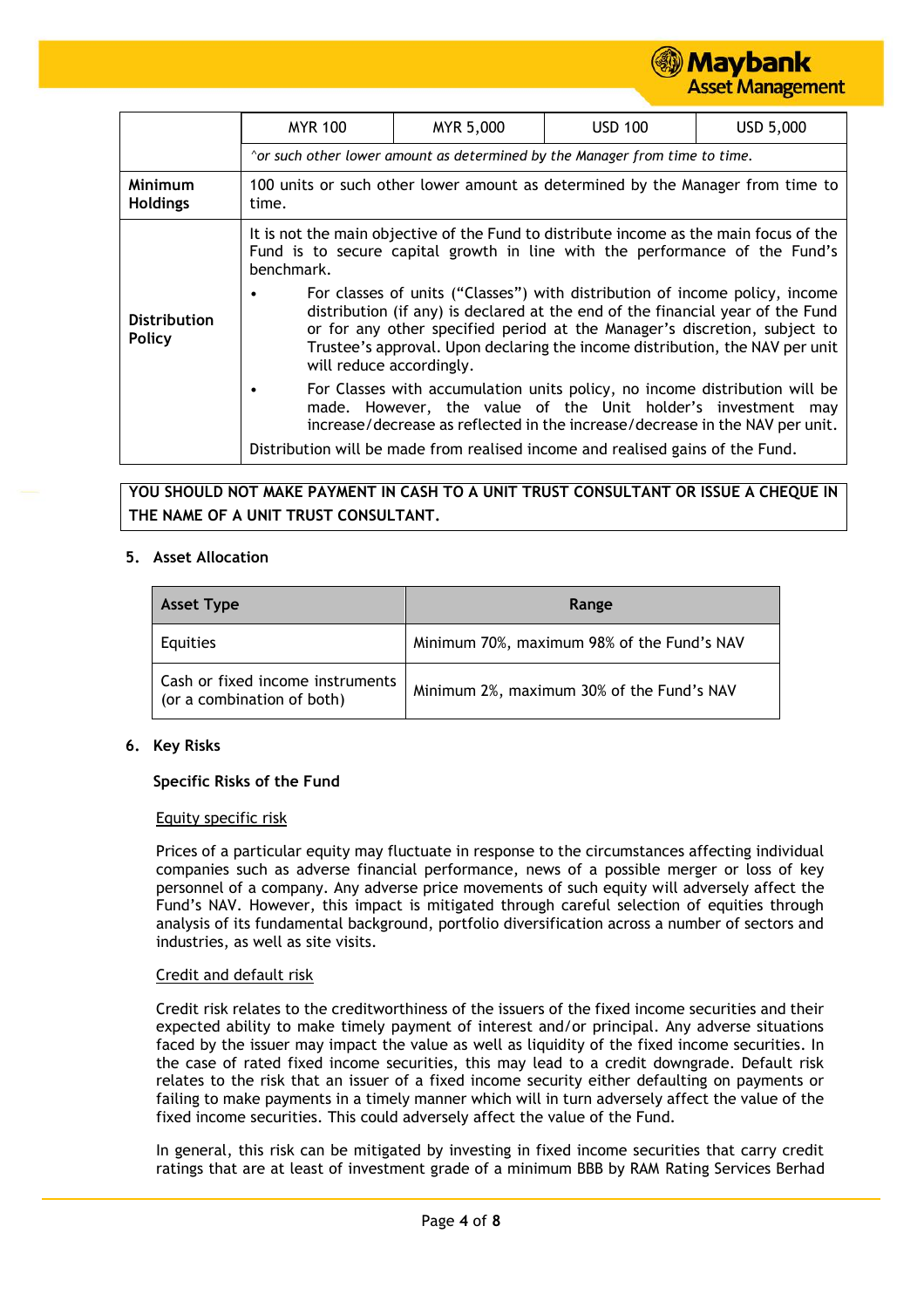| | MYR 100 | MYR 5,000 | USD 100 | USD 5,000 |
|---|---|---|---|---|
| | *^or such other lower amount as determined by the Manager from time to time.* | | | |
| **Minimum Holdings** | 100 units or such other lower amount as determined by the Manager from time to time. | | | |
| **Distribution Policy** | It is not the main objective of the Fund to distribute income as the main focus of the Fund is to secure capital growth in line with the performance of the Fund's benchmark. <br>• For classes of units ("Classes") with distribution of income policy, income distribution (if any) is declared at the end of the financial year of the Fund or for any other specified period at the Manager's discretion, subject to Trustee's approval. Upon declaring the income distribution, the NAV per unit will reduce accordingly. <br>• For Classes with accumulation units policy, no income distribution will be made. However, the value of the Unit holder's investment may increase/decrease as reflected in the increase/decrease in the NAV per unit. <br>Distribution will be made from realised income and realised gains of the Fund. | | | |

**YOU SHOULD NOT MAKE PAYMENT IN CASH TO A UNIT TRUST CONSULTANT OR ISSUE A CHEQUE IN THE NAME OF A UNIT TRUST CONSULTANT.**

## 5. Asset Allocation

| Asset Type | Range |
|---|---|
| Equities | Minimum 70%, maximum 98% of the Fund's NAV |
| Cash or fixed income instruments (or a combination of both) | Minimum 2%, maximum 30% of the Fund's NAV |

## 6. Key Risks

### Specific Risks of the Fund

Equity specific risk

Prices of a particular equity may fluctuate in response to the circumstances affecting individual companies such as adverse financial performance, news of a possible merger or loss of key personnel of a company. Any adverse price movements of such equity will adversely affect the Fund's NAV. However, this impact is mitigated through careful selection of equities through analysis of its fundamental background, portfolio diversification across a number of sectors and industries, as well as site visits.

Credit and default risk

Credit risk relates to the creditworthiness of the issuers of the fixed income securities and their expected ability to make timely payment of interest and/or principal. Any adverse situations faced by the issuer may impact the value as well as liquidity of the fixed income securities. In the case of rated fixed income securities, this may lead to a credit downgrade. Default risk relates to the risk that an issuer of a fixed income security either defaulting on payments or failing to make payments in a timely manner which will in turn adversely affect the value of the fixed income securities. This could adversely affect the value of the Fund.

In general, this risk can be mitigated by investing in fixed income securities that carry credit ratings that are at least of investment grade of a minimum BBB by RAM Rating Services Berhad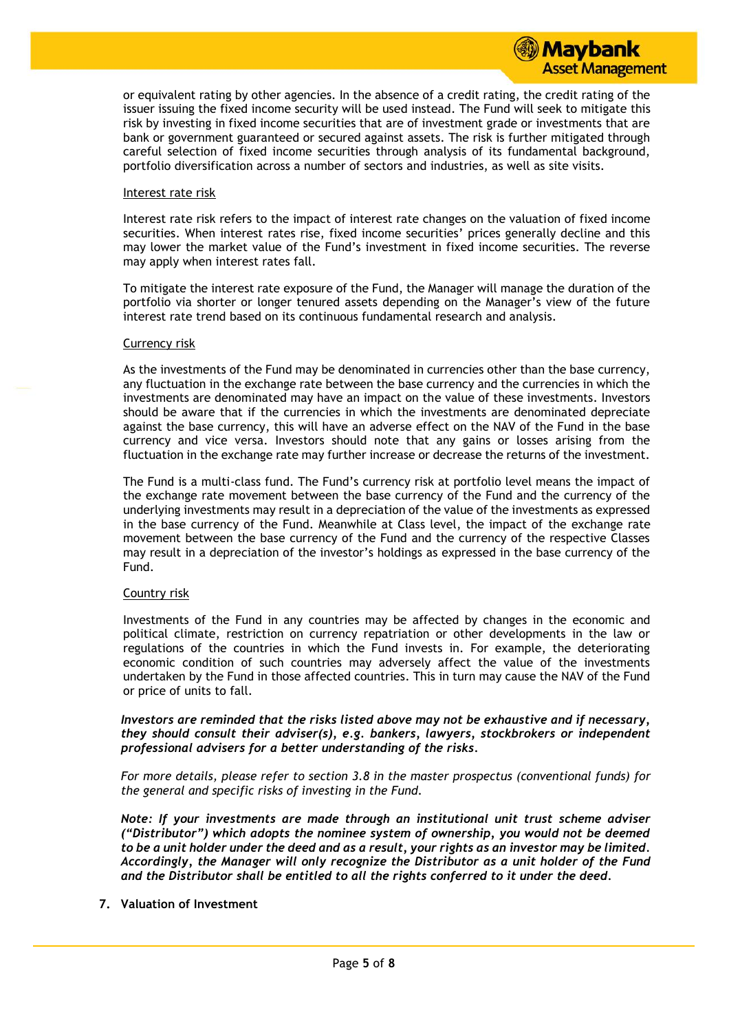or equivalent rating by other agencies. In the absence of a credit rating, the credit rating of the issuer issuing the fixed income security will be used instead. The Fund will seek to mitigate this risk by investing in fixed income securities that are of investment grade or investments that are bank or government guaranteed or secured against assets. The risk is further mitigated through careful selection of fixed income securities through analysis of its fundamental background, portfolio diversification across a number of sectors and industries, as well as site visits.

Interest rate risk

Interest rate risk refers to the impact of interest rate changes on the valuation of fixed income securities. When interest rates rise, fixed income securities' prices generally decline and this may lower the market value of the Fund's investment in fixed income securities. The reverse may apply when interest rates fall.

To mitigate the interest rate exposure of the Fund, the Manager will manage the duration of the portfolio via shorter or longer tenured assets depending on the Manager's view of the future interest rate trend based on its continuous fundamental research and analysis.

Currency risk

As the investments of the Fund may be denominated in currencies other than the base currency, any fluctuation in the exchange rate between the base currency and the currencies in which the investments are denominated may have an impact on the value of these investments. Investors should be aware that if the currencies in which the investments are denominated depreciate against the base currency, this will have an adverse effect on the NAV of the Fund in the base currency and vice versa. Investors should note that any gains or losses arising from the fluctuation in the exchange rate may further increase or decrease the returns of the investment.

The Fund is a multi-class fund. The Fund's currency risk at portfolio level means the impact of the exchange rate movement between the base currency of the Fund and the currency of the underlying investments may result in a depreciation of the value of the investments as expressed in the base currency of the Fund. Meanwhile at Class level, the impact of the exchange rate movement between the base currency of the Fund and the currency of the respective Classes may result in a depreciation of the investor's holdings as expressed in the base currency of the Fund.

Country risk

Investments of the Fund in any countries may be affected by changes in the economic and political climate, restriction on currency repatriation or other developments in the law or regulations of the countries in which the Fund invests in. For example, the deteriorating economic condition of such countries may adversely affect the value of the investments undertaken by the Fund in those affected countries. This in turn may cause the NAV of the Fund or price of units to fall.

***Investors are reminded that the risks listed above may not be exhaustive and if necessary, they should consult their adviser(s), e.g. bankers, lawyers, stockbrokers or independent professional advisers for a better understanding of the risks.***

*For more details, please refer to section 3.8 in the master prospectus (conventional funds) for the general and specific risks of investing in the Fund.*

***Note: If your investments are made through an institutional unit trust scheme adviser ("Distributor") which adopts the nominee system of ownership, you would not be deemed to be a unit holder under the deed and as a result, your rights as an investor may be limited. Accordingly, the Manager will only recognize the Distributor as a unit holder of the Fund and the Distributor shall be entitled to all the rights conferred to it under the deed.***

## 7. Valuation of Investment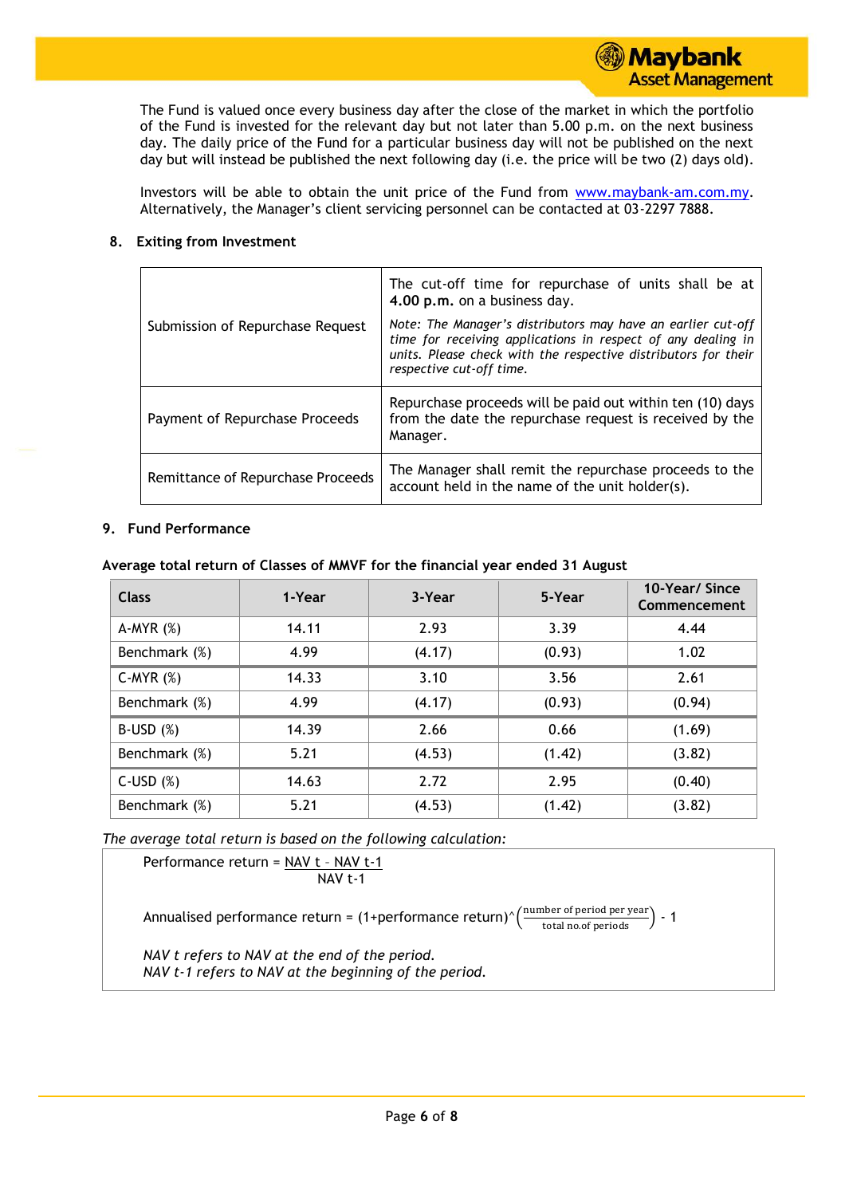The Fund is valued once every business day after the close of the market in which the portfolio of the Fund is invested for the relevant day but not later than 5.00 p.m. on the next business day. The daily price of the Fund for a particular business day will not be published on the next day but will instead be published the next following day (i.e. the price will be two (2) days old).

Investors will be able to obtain the unit price of the Fund from www.maybank-am.com.my. Alternatively, the Manager's client servicing personnel can be contacted at 03-2297 7888.

## 8. Exiting from Investment

| | |
|---|---|
| Submission of Repurchase Request | The cut-off time for repurchase of units shall be at **4.00 p.m.** on a business day.<br><br>*Note: The Manager's distributors may have an earlier cut-off time for receiving applications in respect of any dealing in units. Please check with the respective distributors for their respective cut-off time.* |
| Payment of Repurchase Proceeds | Repurchase proceeds will be paid out within ten (10) days from the date the repurchase request is received by the Manager. |
| Remittance of Repurchase Proceeds | The Manager shall remit the repurchase proceeds to the account held in the name of the unit holder(s). |

## 9. Fund Performance

**Average total return of Classes of MMVF for the financial year ended 31 August**

| Class | 1-Year | 3-Year | 5-Year | 10-Year/ Since Commencement |
|---|---|---|---|---|
| A-MYR (%) | 14.11 | 2.93 | 3.39 | 4.44 |
| Benchmark (%) | 4.99 | (4.17) | (0.93) | 1.02 |
| C-MYR (%) | 14.33 | 3.10 | 3.56 | 2.61 |
| Benchmark (%) | 4.99 | (4.17) | (0.93) | (0.94) |
| B-USD (%) | 14.39 | 2.66 | 0.66 | (1.69) |
| Benchmark (%) | 5.21 | (4.53) | (1.42) | (3.82) |
| C-USD (%) | 14.63 | 2.72 | 2.95 | (0.40) |
| Benchmark (%) | 5.21 | (4.53) | (1.42) | (3.82) |

*The average total return is based on the following calculation:*

$$\text{Performance return} = \frac{\text{NAV } t - \text{NAV } t\text{-}1}{\text{NAV } t\text{-}1}$$

$$\text{Annualised performance return} = (1+\text{performance return})^{\wedge}\left(\frac{\text{number of period per year}}{\text{total no.of periods}}\right) - 1$$

*NAV t refers to NAV at the end of the period.*
*NAV t-1 refers to NAV at the beginning of the period.*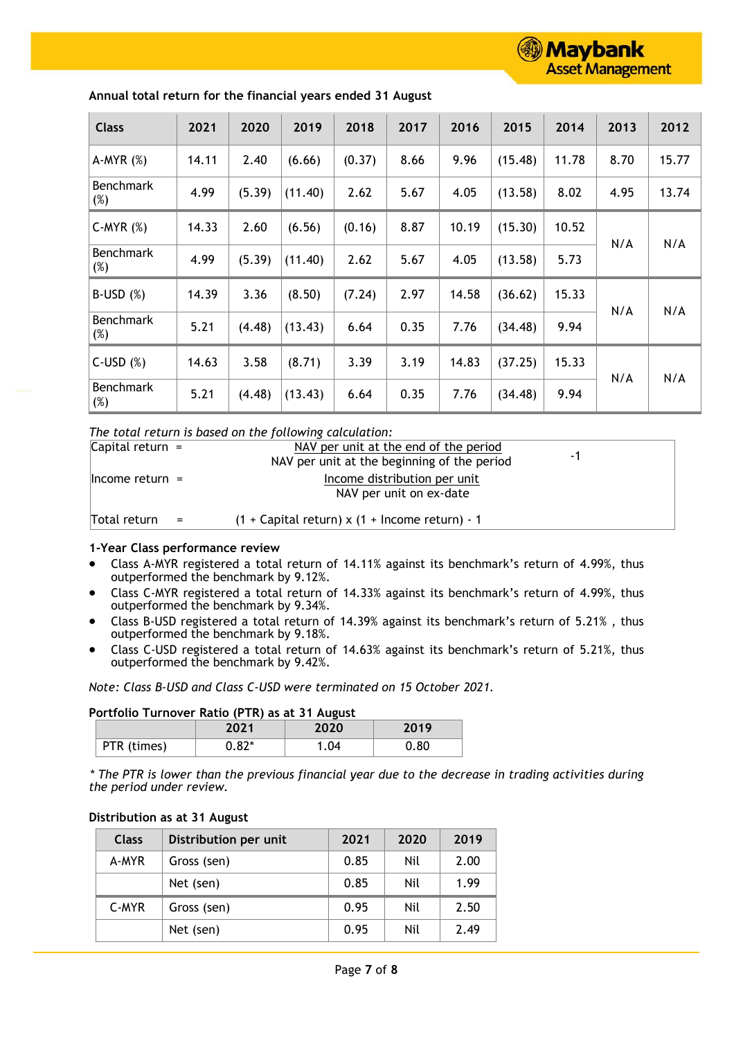**Annual total return for the financial years ended 31 August**

| Class | 2021 | 2020 | 2019 | 2018 | 2017 | 2016 | 2015 | 2014 | 2013 | 2012 |
|---|---|---|---|---|---|---|---|---|---|---|
| A-MYR (%) | 14.11 | 2.40 | (6.66) | (0.37) | 8.66 | 9.96 | (15.48) | 11.78 | 8.70 | 15.77 |
| Benchmark (%) | 4.99 | (5.39) | (11.40) | 2.62 | 5.67 | 4.05 | (13.58) | 8.02 | 4.95 | 13.74 |
| C-MYR (%) | 14.33 | 2.60 | (6.56) | (0.16) | 8.87 | 10.19 | (15.30) | 10.52 | N/A | N/A |
| Benchmark (%) | 4.99 | (5.39) | (11.40) | 2.62 | 5.67 | 4.05 | (13.58) | 5.73 | | |
| B-USD (%) | 14.39 | 3.36 | (8.50) | (7.24) | 2.97 | 14.58 | (36.62) | 15.33 | N/A | N/A |
| Benchmark (%) | 5.21 | (4.48) | (13.43) | 6.64 | 0.35 | 7.76 | (34.48) | 9.94 | | |
| C-USD (%) | 14.63 | 3.58 | (8.71) | 3.39 | 3.19 | 14.83 | (37.25) | 15.33 | N/A | N/A |
| Benchmark (%) | 5.21 | (4.48) | (13.43) | 6.64 | 0.35 | 7.76 | (34.48) | 9.94 | | |

*The total return is based on the following calculation:*

$$\text{Capital return} = \frac{\text{NAV per unit at the end of the period}}{\text{NAV per unit at the beginning of the period}} - 1$$

$$\text{Income return} = \frac{\text{Income distribution per unit}}{\text{NAV per unit on ex-date}}$$

$$\text{Total return} = (1 + \text{Capital return}) \times (1 + \text{Income return}) - 1$$

**1-Year Class performance review**

- Class A-MYR registered a total return of 14.11% against its benchmark's return of 4.99%, thus outperformed the benchmark by 9.12%.
- Class C-MYR registered a total return of 14.33% against its benchmark's return of 4.99%, thus outperformed the benchmark by 9.34%.
- Class B-USD registered a total return of 14.39% against its benchmark's return of 5.21% , thus outperformed the benchmark by 9.18%.
- Class C-USD registered a total return of 14.63% against its benchmark's return of 5.21%, thus outperformed the benchmark by 9.42%.

*Note: Class B-USD and Class C-USD were terminated on 15 October 2021.*

**Portfolio Turnover Ratio (PTR) as at 31 August**

| | 2021 | 2020 | 2019 |
|---|---|---|---|
| PTR (times) | 0.82* | 1.04 | 0.80 |

*\* The PTR is lower than the previous financial year due to the decrease in trading activities during the period under review.*

**Distribution as at 31 August**

| Class | Distribution per unit | 2021 | 2020 | 2019 |
|---|---|---|---|---|
| A-MYR | Gross (sen) | 0.85 | Nil | 2.00 |
| | Net (sen) | 0.85 | Nil | 1.99 |
| C-MYR | Gross (sen) | 0.95 | Nil | 2.50 |
| | Net (sen) | 0.95 | Nil | 2.49 |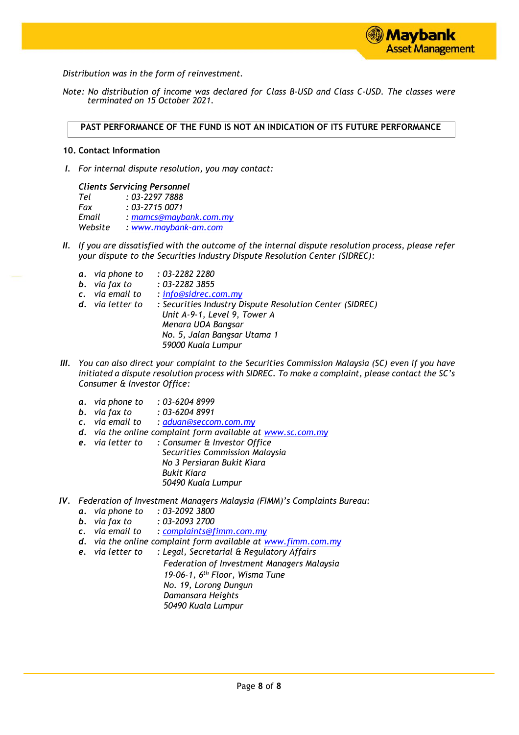*Distribution was in the form of reinvestment.*

*Note: No distribution of income was declared for Class B-USD and Class C-USD. The classes were terminated on 15 October 2021.*

**PAST PERFORMANCE OF THE FUND IS NOT AN INDICATION OF ITS FUTURE PERFORMANCE**

**10. Contact Information**

*I. For internal dispute resolution, you may contact:*

***Clients Servicing Personnel***

*Tel : 03-2297 7888*
*Fax : 03-2715 0071*
*Email : mamcs@maybank.com.my*
*Website : www.maybank-am.com*

*II. If you are dissatisfied with the outcome of the internal dispute resolution process, please refer your dispute to the Securities Industry Dispute Resolution Center (SIDREC):*

*a. via phone to : 03-2282 2280*
*b. via fax to : 03-2282 3855*
*c. via email to : info@sidrec.com.my*
*d. via letter to : Securities Industry Dispute Resolution Center (SIDREC)*
*Unit A-9-1, Level 9, Tower A*
*Menara UOA Bangsar*
*No. 5, Jalan Bangsar Utama 1*
*59000 Kuala Lumpur*

*III. You can also direct your complaint to the Securities Commission Malaysia (SC) even if you have initiated a dispute resolution process with SIDREC. To make a complaint, please contact the SC's Consumer & Investor Office:*

*a. via phone to : 03-6204 8999*
*b. via fax to : 03-6204 8991*
*c. via email to : aduan@seccom.com.my*
*d. via the online complaint form available at www.sc.com.my*
*e. via letter to : Consumer & Investor Office*
*Securities Commission Malaysia*
*No 3 Persiaran Bukit Kiara*
*Bukit Kiara*
*50490 Kuala Lumpur*

*IV. Federation of Investment Managers Malaysia (FIMM)'s Complaints Bureau:*

*a. via phone to : 03-2092 3800*
*b. via fax to : 03-2093 2700*
*c. via email to : complaints@fimm.com.my*
*d. via the online complaint form available at www.fimm.com.my*
*e. via letter to : Legal, Secretarial & Regulatory Affairs*
*Federation of Investment Managers Malaysia*
*19-06-1, 6th Floor, Wisma Tune*
*No. 19, Lorong Dungun*
*Damansara Heights*
*50490 Kuala Lumpur*